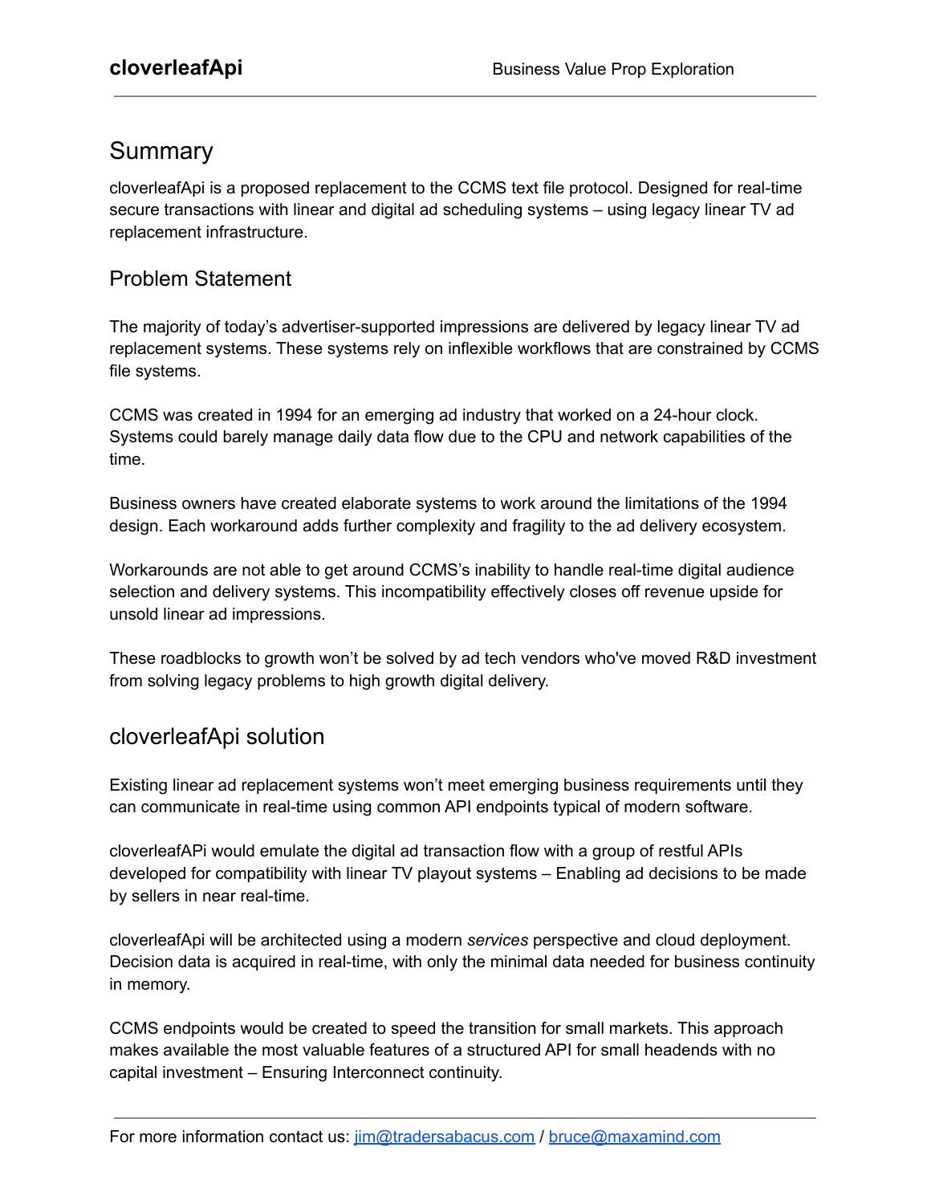# cloverleafApi

Business Value Prop Exploration

## Summary

cloverleafApi is a proposed replacement to the CCMS text file protocol. Designed for real-time secure transactions with linear and digital ad scheduling systems – using legacy linear TV ad replacement infrastructure.

### Problem Statement

The majority of today's advertiser-supported impressions are delivered by legacy linear TV ad replacement systems. These systems rely on inflexible workflows that are constrained by CCMS file systems.

CCMS was created in 1994 for an emerging ad industry that worked on a 24-hour clock. Systems could barely manage daily data flow due to the CPU and network capabilities of the time.

Business owners have created elaborate systems to work around the limitations of the 1994 design. Each workaround adds further complexity and fragility to the ad delivery ecosystem.

Workarounds are not able to get around CCMS's inability to handle real-time digital audience selection and delivery systems. This incompatibility effectively closes off revenue upside for unsold linear ad impressions.

These roadblocks to growth won't be solved by ad tech vendors who've moved R&D investment from solving legacy problems to high growth digital delivery.

## cloverleafApi solution

Existing linear ad replacement systems won't meet emerging business requirements until they can communicate in real-time using common API endpoints typical of modern software.

cloverleafAPi would emulate the digital ad transaction flow with a group of restful APIs developed for compatibility with linear TV playout systems – Enabling ad decisions to be made by sellers in near real-time.

cloverleafApi will be architected using a modern *services* perspective and cloud deployment. Decision data is acquired in real-time, with only the minimal data needed for business continuity in memory.

CCMS endpoints would be created to speed the transition for small markets. This approach makes available the most valuable features of a structured API for small headends with no capital investment – Ensuring Interconnect continuity.

For more information contact us: [jim@tradersabacus.com](mailto:jim@tradersabacus.com) / [bruce@maxamind.com](mailto:bruce@maxamind.com)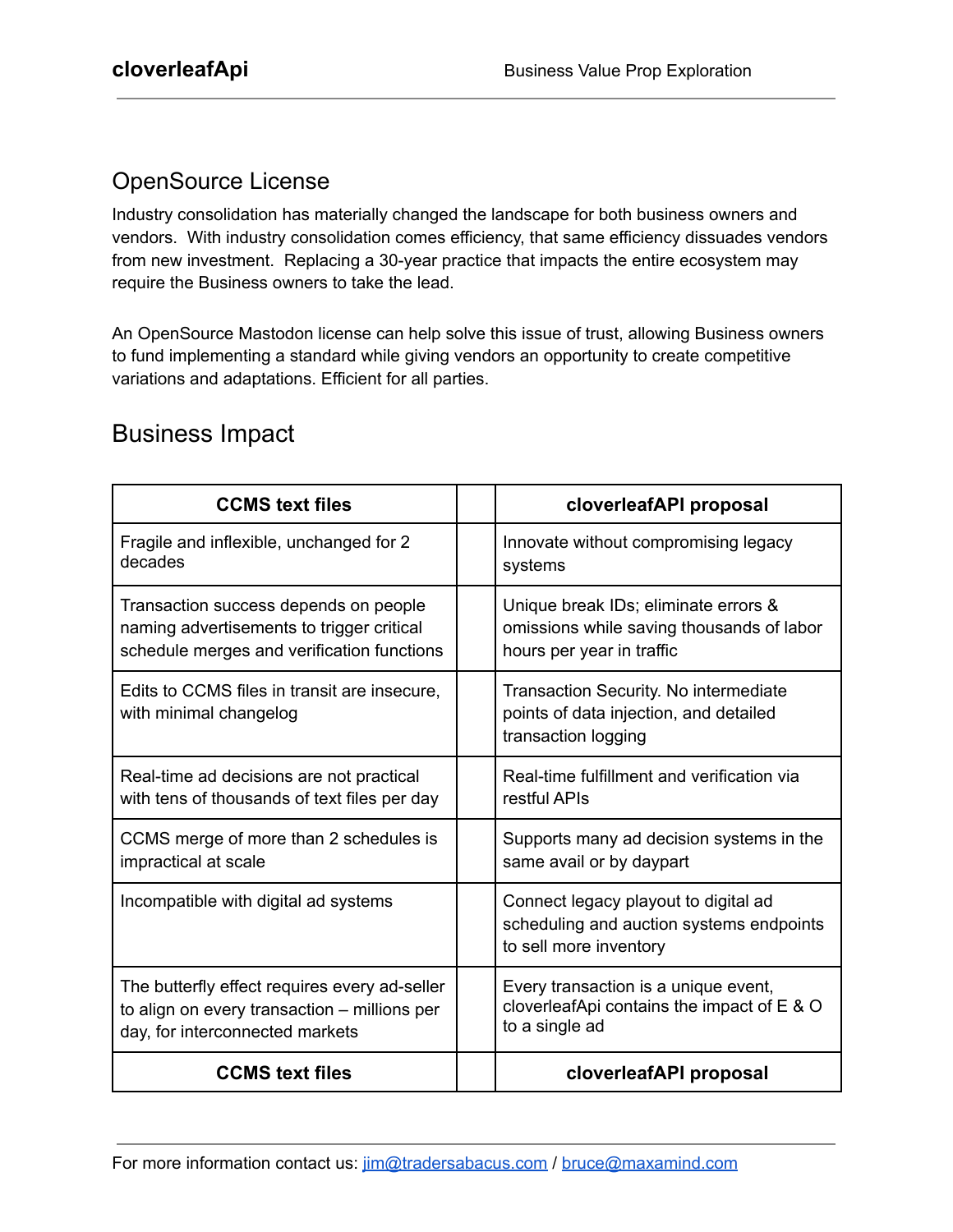## OpenSource License

Industry consolidation has materially changed the landscape for both business owners and vendors. With industry consolidation comes efficiency, that same efficiency dissuades vendors from new investment. Replacing a 30-year practice that impacts the entire ecosystem may require the Business owners to take the lead.

An OpenSource Mastodon license can help solve this issue of trust, allowing Business owners to fund implementing a standard while giving vendors an opportunity to create competitive variations and adaptations. Efficient for all parties.

## Business Impact

| **CCMS text files** | | **cloverleafAPI proposal** |
|---|---|---|
| Fragile and inflexible, unchanged for 2 decades | | Innovate without compromising legacy systems |
| Transaction success depends on people naming advertisements to trigger critical schedule merges and verification functions | | Unique break IDs; eliminate errors & omissions while saving thousands of labor hours per year in traffic |
| Edits to CCMS files in transit are insecure, with minimal changelog | | Transaction Security. No intermediate points of data injection, and detailed transaction logging |
| Real-time ad decisions are not practical with tens of thousands of text files per day | | Real-time fulfillment and verification via restful APIs |
| CCMS merge of more than 2 schedules is impractical at scale | | Supports many ad decision systems in the same avail or by daypart |
| Incompatible with digital ad systems | | Connect legacy playout to digital ad scheduling and auction systems endpoints to sell more inventory |
| The butterfly effect requires every ad-seller to align on every transaction – millions per day, for interconnected markets | | Every transaction is a unique event, cloverleafApi contains the impact of E & O to a single ad |
| **CCMS text files** | | **cloverleafAPI proposal** |

For more information contact us: jim@tradersabacus.com / bruce@maxamind.com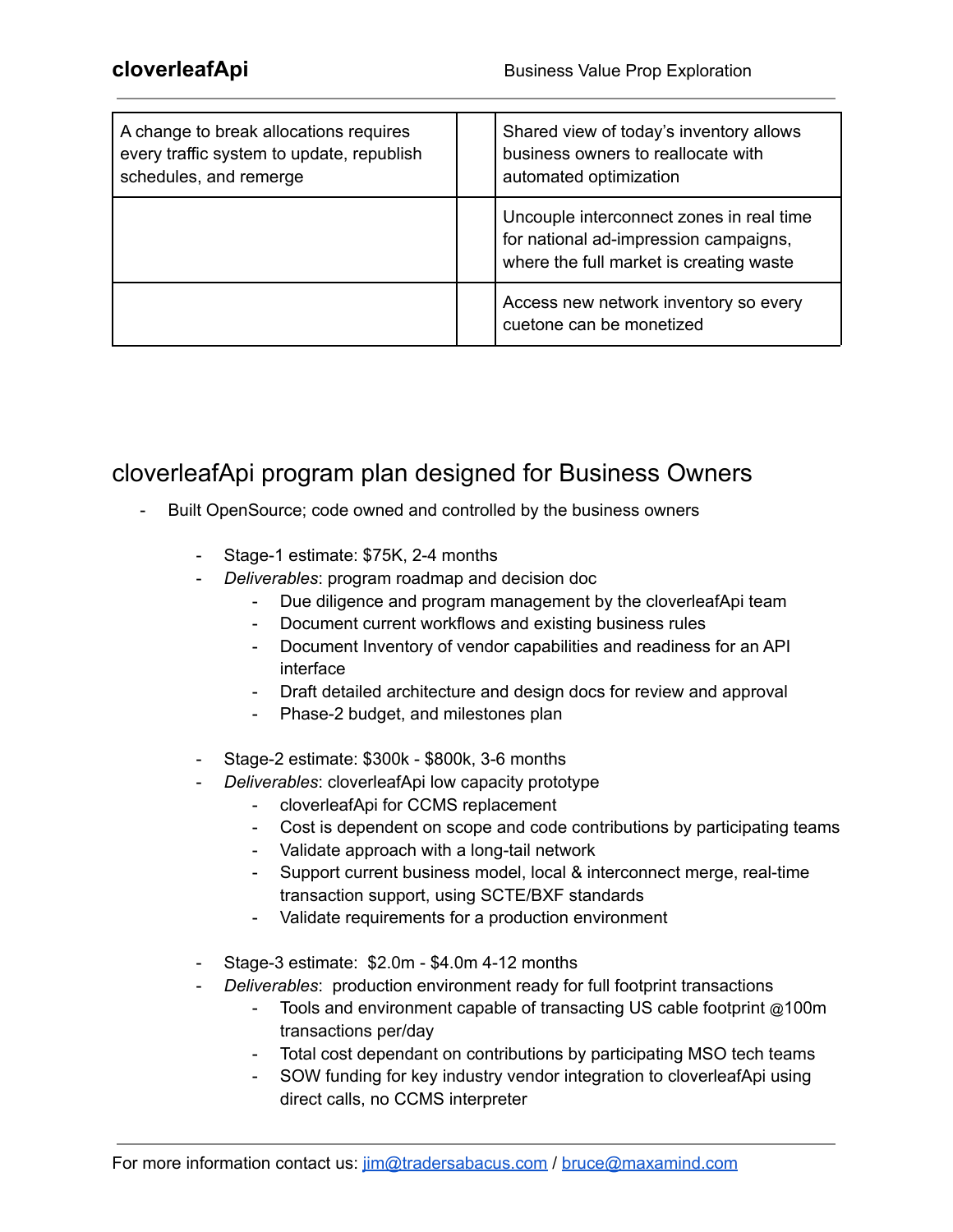| A change to break allocations requires every traffic system to update, republish schedules, and remerge | | Shared view of today's inventory allows business owners to reallocate with automated optimization |
|---|---|---|
| | | Uncouple interconnect zones in real time for national ad-impression campaigns, where the full market is creating waste |
| | | Access new network inventory so every cuetone can be monetized |

## cloverleafApi program plan designed for Business Owners

- Built OpenSource; code owned and controlled by the business owners
    - Stage-1 estimate: $75K, 2-4 months
    - *Deliverables*: program roadmap and decision doc
        - Due diligence and program management by the cloverleafApi team
        - Document current workflows and existing business rules
        - Document Inventory of vendor capabilities and readiness for an API interface
        - Draft detailed architecture and design docs for review and approval
        - Phase-2 budget, and milestones plan
    - Stage-2 estimate: $300k - $800k, 3-6 months
    - *Deliverables*: cloverleafApi low capacity prototype
        - cloverleafApi for CCMS replacement
        - Cost is dependent on scope and code contributions by participating teams
        - Validate approach with a long-tail network
        - Support current business model, local & interconnect merge, real-time transaction support, using SCTE/BXF standards
        - Validate requirements for a production environment
    - Stage-3 estimate: $2.0m - $4.0m 4-12 months
    - *Deliverables*: production environment ready for full footprint transactions
        - Tools and environment capable of transacting US cable footprint @100m transactions per/day
        - Total cost dependant on contributions by participating MSO tech teams
        - SOW funding for key industry vendor integration to cloverleafApi using direct calls, no CCMS interpreter

For more information contact us: jim@tradersabacus.com / bruce@maxamind.com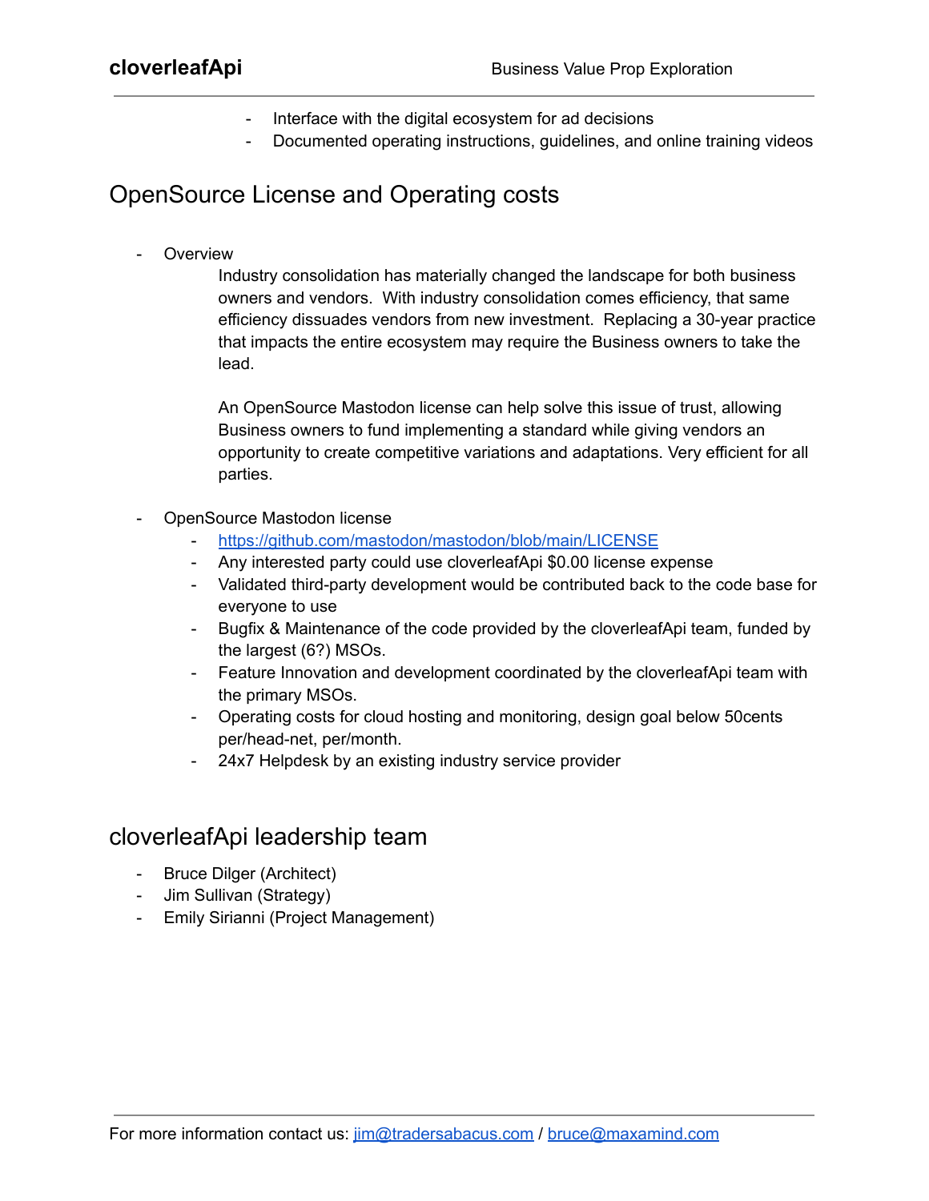- Interface with the digital ecosystem for ad decisions
- Documented operating instructions, guidelines, and online training videos

## OpenSource License and Operating costs

- Overview

  Industry consolidation has materially changed the landscape for both business owners and vendors.  With industry consolidation comes efficiency, that same efficiency dissuades vendors from new investment.  Replacing a 30-year practice that impacts the entire ecosystem may require the Business owners to take the lead.

  An OpenSource Mastodon license can help solve this issue of trust, allowing Business owners to fund implementing a standard while giving vendors an opportunity to create competitive variations and adaptations. Very efficient for all parties.

- OpenSource Mastodon license
  - [https://github.com/mastodon/mastodon/blob/main/LICENSE](https://github.com/mastodon/mastodon/blob/main/LICENSE)
  - Any interested party could use cloverleafApi $0.00 license expense
  - Validated third-party development would be contributed back to the code base for everyone to use
  - Bugfix & Maintenance of the code provided by the cloverleafApi team, funded by the largest (6?) MSOs.
  - Feature Innovation and development coordinated by the cloverleafApi team with the primary MSOs.
  - Operating costs for cloud hosting and monitoring, design goal below 50cents per/head-net, per/month.
  - 24x7 Helpdesk by an existing industry service provider

## cloverleafApi leadership team

- Bruce Dilger (Architect)
- Jim Sullivan (Strategy)
- Emily Sirianni (Project Management)

For more information contact us: [jim@tradersabacus.com](mailto:jim@tradersabacus.com) / [bruce@maxamind.com](mailto:bruce@maxamind.com)